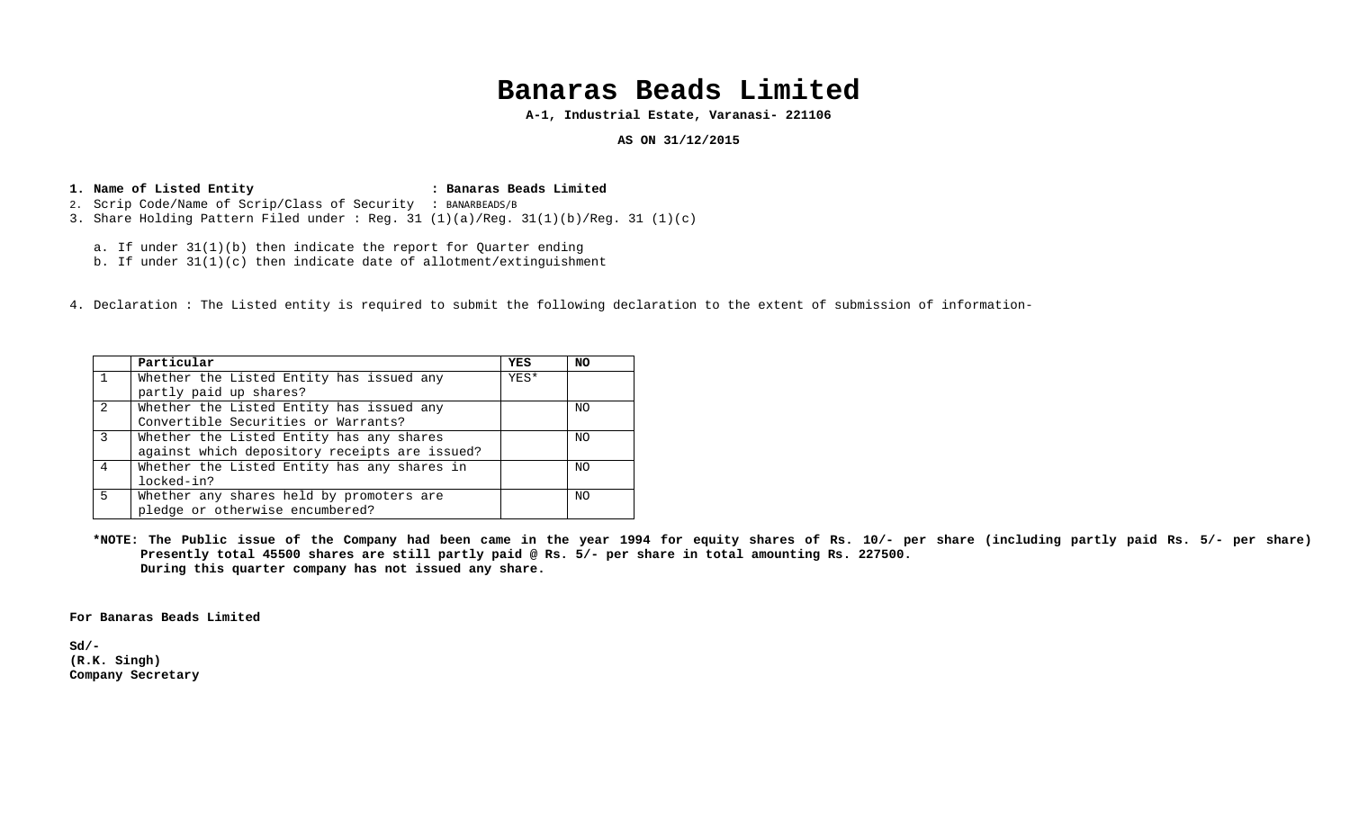# Banaras Beads Limited

**A-1, Industrial Estate, Varanasi- 221106**

**AS ON 31/12/2015**

**1. Name of Listed Entity : Banaras Beads Limited**

2. Scrip Code/Name of Scrip/Class of Security : BANARBEADS/B

3. Share Holding Pattern Filed under : Reg. 31 (1)(a)/Reg. 31(1)(b)/Reg. 31 (1)(c)

a. If under 31(1)(b) then indicate the report for Quarter ending

b. If under 31(1)(c) then indicate date of allotment/extinguishment

4. Declaration : The Listed entity is required to submit the following declaration to the extent of submission of information-

| | Particular | YES | NO |
|---|---|---|---|
| 1 | Whether the Listed Entity has issued any partly paid up shares? | YES* | |
| 2 | Whether the Listed Entity has issued any Convertible Securities or Warrants? | | NO |
| 3 | Whether the Listed Entity has any shares against which depository receipts are issued? | | NO |
| 4 | Whether the Listed Entity has any shares in locked-in? | | NO |
| 5 | Whether any shares held by promoters are pledge or otherwise encumbered? | | NO |

**\*NOTE: The Public issue of the Company had been came in the year 1994 for equity shares of Rs. 10/- per share (including partly paid Rs. 5/- per share)**
**Presently total 45500 shares are still partly paid @ Rs. 5/- per share in total amounting Rs. 227500.**
**During this quarter company has not issued any share.**

**For Banaras Beads Limited**

**Sd/-**
**(R.K. Singh)**
**Company Secretary**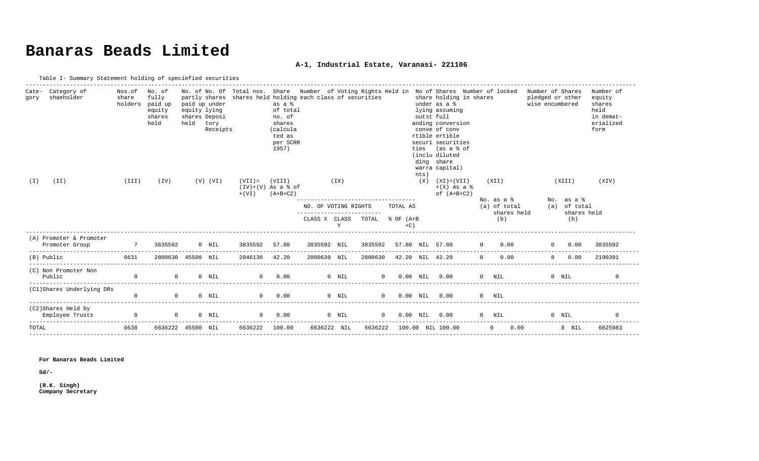# Banaras Beads Limited

**A-1, Industrial Estate, Varanasi- 221106**

Table I- Summary Statement holding of speciefied securities

| Category | Category of shaeholder | Nos.of share holders | No. of fully paid up equity shares held | No. of partly paid up equity shares held | No. Of shares under lying Depository Receipts | Total nos. shares held | Share holding as a % of total no. of shares (calculated as per SCRR 1957) | Number of Voting Rights Held in each class of securities | | | | No of Shares under lying outstanding convertible securities (including warrants) | Shares holding as a % assuming full conversion of convertible securities (as a % of diluted share capital) | Number of locked in shares | | Number of Shares pledged or other wise encumbered | | Number of equity shares held in dematerialized form |
|---|---|---|---|---|---|---|---|---|---|---|---|---|---|---|---|---|---|---|
| (I) | (II) | (III) | (IV) | (V) | (VI) | (VII)= (IV)+(V)+(VI) | (VIII) As a % of (A+B+C2) | (IX) | | | | (X) | (XI)=(VII)+(X) As a % of (A+B+C2) | (XII) | | (XIII) | | (XIV) |
| | | | | | | | | NO. OF VOTING RIGHTS | | | TOTAL AS % OF (A+B+C) | | | No. (a) | as a % of total shares held (b) | No. (a) | as a % of total shares held (b) | |
| | | | | | | | | CLASS X | CLASS Y | TOTAL | | | | | | | | |
| (A) | Promoter & Promoter Promoter Group | 7 | 3835592 | 0 | NIL | 3835592 | 57.80 | 3835592 | NIL | 3835592 | 57.80 | NIL | 57.80 | 0 | 0.00 | 0 | 0.00 | 3835592 |
| (B) | Public | 6631 | 2800630 | 45500 | NIL | 2846130 | 42.20 | 2800630 | NIL | 2800630 | 42.20 | NIL | 42.20 | 0 | 0.00 | 8 | 0.00 | 2190391 |
| (C) | Non Promoter Non Public | 0 | 0 | 0 | NIL | 0 | 0.00 | 0 | NIL | 0 | 0.00 | NIL | 0.00 | 0 | NIL | 0 | NIL | 0 |
| (C1) | Shares Underlying DRs | 0 | 0 | 0 | NIL | 0 | 0.00 | 0 | NIL | 0 | 0.00 | NIL | 0.00 | 0 | NIL | | | |
| (C2) | Shares Held by Employee Trusts | 0 | 0 | 0 | NIL | 0 | 0.00 | 0 | NIL | 0 | 0.00 | NIL | 0.00 | 0 | NIL | 0 | NIL | 0 |
| | TOTAL | 6638 | 6636222 | 45500 | NIL | 6636222 | 100.00 | 6636222 | NIL | 6636222 | 100.00 | NIL | 100.00 | 0 | 0.00 | 8 | NIL | 6025983 |

**For Banaras Beads Limited**

**Sd/-**

**(R.K. Singh)**
**Company Secretary**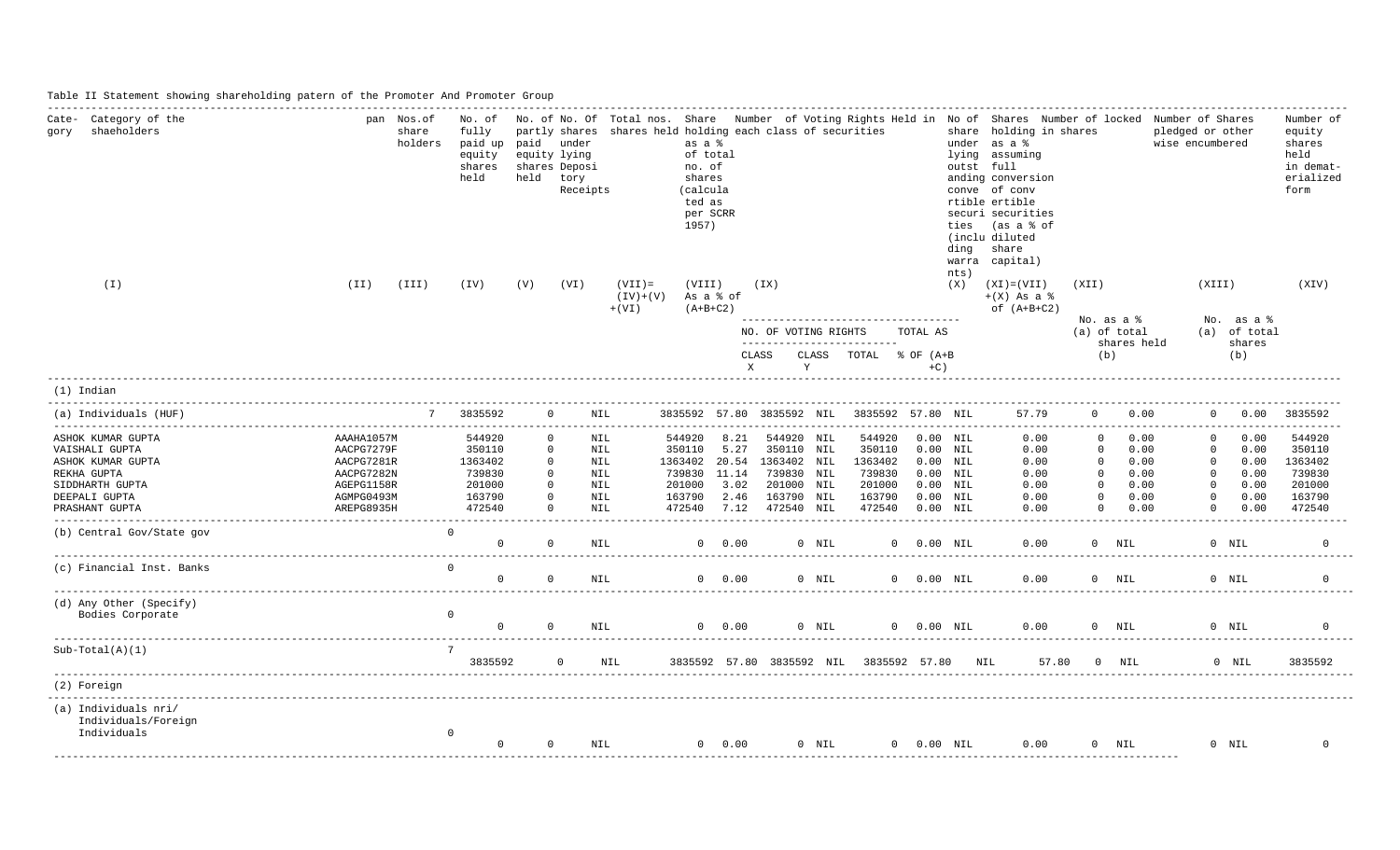Table II Statement showing shareholding patern of the Promoter And Promoter Group

| Category | Category of the shaeholders | pan | Nos.of share holders | No. of fully paid up equity shares held | No. of partly paid equity shares held | No. Of shares under lying Depository Receipts | Total nos. shares held | Share holding as a % of total no. of shares (calculated as per SCRR 1957) | Number of Voting Rights Held in each class of securities | | | | No of share under lying outstanding conve rtible securities (including warrants) | Shares holding as a % assuming full conversion of convertible securities (as a % of diluted share capital) | Number of locked in shares | | Number of Shares pledged or other wise encumbered | | Number of equity shares held in demat-erialized form |
|---|---|---|---|---|---|---|---|---|---|---|---|---|---|---|---|---|---|---|---|
| | (I) | (II) | (III) | (IV) | (V) | (VI) | (VII)= (IV)+(V) +(VI) | (VIII) As a % of (A+B+C2) | (IX) | | | | (X) | (XI)=(VII) +(X) As a % of (A+B+C2) | (XII) | | (XIII) | | (XIV) |
| | | | | | | | | | NO. OF VOTING RIGHTS | | | TOTAL AS % OF (A+B +C) | | | No. (a) | as a % of total shares held (b) | No. (a) | as a % of total shares (b) | |
| | | | | | | | | | CLASS X | CLASS Y | TOTAL | | | | | | | | |
| | (1) Indian | | | | | | | | | | | | | | | | | | |
| | (a) Individuals (HUF) | | 7 | 3835592 | 0 | NIL | 3835592 | 57.80 | 3835592 | NIL | 3835592 | 57.80 | NIL | 57.79 | 0 | 0.00 | 0 | 0.00 | 3835592 |
| | ASHOK KUMAR GUPTA | AAAHA1057M | | 544920 | 0 | NIL | 544920 | 8.21 | 544920 | NIL | 544920 | 0.00 | NIL | 0.00 | 0 | 0.00 | 0 | 0.00 | 544920 |
| | VAISHALI GUPTA | AACPG7279F | | 350110 | 0 | NIL | 350110 | 5.27 | 350110 | NIL | 350110 | 0.00 | NIL | 0.00 | 0 | 0.00 | 0 | 0.00 | 350110 |
| | ASHOK KUMAR GUPTA | AACPG7281R | | 1363402 | 0 | NIL | 1363402 | 20.54 | 1363402 | NIL | 1363402 | 0.00 | NIL | 0.00 | 0 | 0.00 | 0 | 0.00 | 1363402 |
| | REKHA GUPTA | AACPG7282N | | 739830 | 0 | NIL | 739830 | 11.14 | 739830 | NIL | 739830 | 0.00 | NIL | 0.00 | 0 | 0.00 | 0 | 0.00 | 739830 |
| | SIDDHARTH GUPTA | AGEPG1158R | | 201000 | 0 | NIL | 201000 | 3.02 | 201000 | NIL | 201000 | 0.00 | NIL | 0.00 | 0 | 0.00 | 0 | 0.00 | 201000 |
| | DEEPALI GUPTA | AGMPG0493M | | 163790 | 0 | NIL | 163790 | 2.46 | 163790 | NIL | 163790 | 0.00 | NIL | 0.00 | 0 | 0.00 | 0 | 0.00 | 163790 |
| | PRASHANT GUPTA | AREPG8935H | | 472540 | 0 | NIL | 472540 | 7.12 | 472540 | NIL | 472540 | 0.00 | NIL | 0.00 | 0 | 0.00 | 0 | 0.00 | 472540 |
| | (b) Central Gov/State gov | | 0 | 0 | 0 | NIL | 0 | 0.00 | 0 | NIL | 0 | 0.00 | NIL | 0.00 | 0 | NIL | 0 | NIL | 0 |
| | (c) Financial Inst. Banks | | 0 | 0 | 0 | NIL | 0 | 0.00 | 0 | NIL | 0 | 0.00 | NIL | 0.00 | 0 | NIL | 0 | NIL | 0 |
| | (d) Any Other (Specify) Bodies Corporate | | 0 | 0 | 0 | NIL | 0 | 0.00 | 0 | NIL | 0 | 0.00 | NIL | 0.00 | 0 | NIL | 0 | NIL | 0 |
| | Sub-Total(A)(1) | | 7 | 3835592 | 0 | NIL | 3835592 | 57.80 | 3835592 | NIL | 3835592 | 57.80 | NIL | 57.80 | 0 | NIL | 0 | NIL | 3835592 |
| | (2) Foreign | | | | | | | | | | | | | | | | | | |
| | (a) Individuals nri/ Individuals/Foreign Individuals | | 0 | 0 | 0 | NIL | 0 | 0.00 | 0 | NIL | 0 | 0.00 | NIL | 0.00 | 0 | NIL | 0 | NIL | 0 |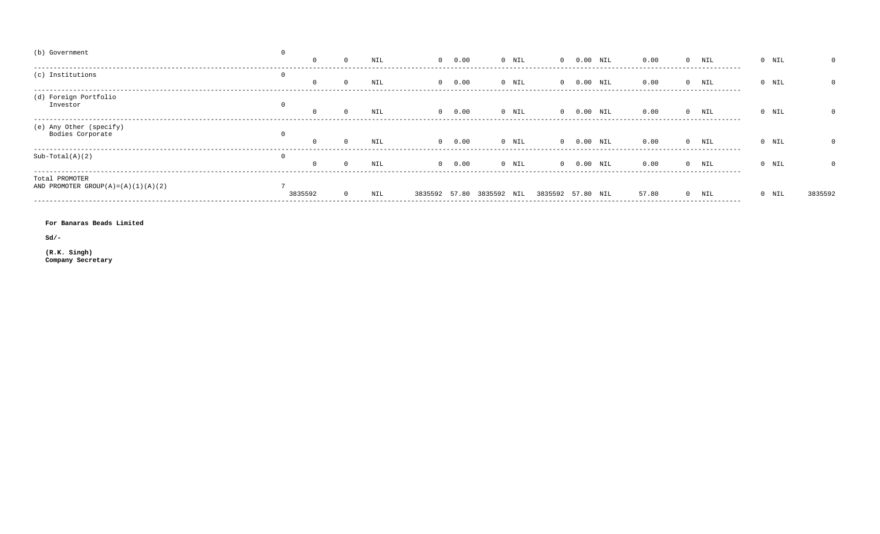| | | | | | | | | | | | | | | | | | | | | |
|---|---|---|---|---|---|---|---|---|---|---|---|---|---|---|---|---|---|---|---|---|
| (b) Government | 0 | 0 | 0 | NIL | 0 | 0.00 | 0 | NIL | 0 | 0.00 | NIL | 0.00 | 0 | NIL | 0 | NIL | 0 |
| (c) Institutions | 0 | 0 | 0 | NIL | 0 | 0.00 | 0 | NIL | 0 | 0.00 | NIL | 0.00 | 0 | NIL | 0 | NIL | 0 |
| (d) Foreign Portfolio Investor | 0 | 0 | 0 | NIL | 0 | 0.00 | 0 | NIL | 0 | 0.00 | NIL | 0.00 | 0 | NIL | 0 | NIL | 0 |
| (e) Any Other (specify) Bodies Corporate | 0 | 0 | 0 | NIL | 0 | 0.00 | 0 | NIL | 0 | 0.00 | NIL | 0.00 | 0 | NIL | 0 | NIL | 0 |
| Sub-Total(A)(2) | 0 | 0 | 0 | NIL | 0 | 0.00 | 0 | NIL | 0 | 0.00 | NIL | 0.00 | 0 | NIL | 0 | NIL | 0 |
| Total PROMOTER AND PROMOTER GROUP(A)=(A)(1)(A)(2) | 7 | 3835592 | 0 | NIL | 3835592 | 57.80 | 3835592 | NIL | 3835592 | 57.80 | NIL | 57.80 | 0 | NIL | 0 | NIL | 3835592 |

**For Banaras Beads Limited**

**Sd/-**

**(R.K. Singh)**
**Company Secretary**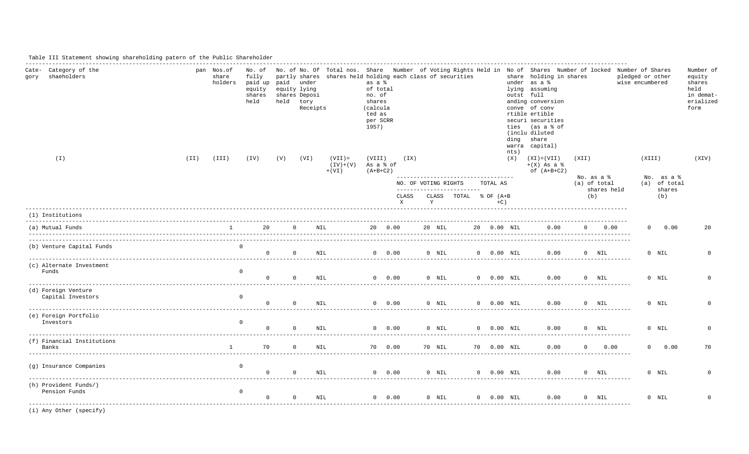Table III Statement showing shareholding patern of the Public Shareholder

| Category | Category of the shaeholders | pan | Nos.of share holders | No. of fully paid up equity shares held | No. of partly paid equity shares held | No. Of shares under lying Depository Receipts | Total nos. shares held | Share holding as a % of total no. of shares (calculated as per SCRR 1957) | Number of Voting Rights Held in each class of securities | | | | No of share under lying outstanding conve rtible securities (including warrants) | Shares holding in shares as a % assuming full conversion of convertible securities (as a % of diluted share capital) | Number of locked in shares | | Number of Shares pledged or otherwise encumbered | | Number of equity shares held in dematerialized form |
|---|---|---|---|---|---|---|---|---|---|---|---|---|---|---|---|---|---|---|---|
| | (I) | (II) | (III) | (IV) | (V) | (VI) | (VII)= (IV)+(V)+(VI) | (VIII) As a % of (A+B+C2) | (IX) | | | | (X) | (XI)=(VII)+(X) As a % of (A+B+C2) | (XII) | | (XIII) | | (XIV) |
| | | | | | | | | | NO. OF VOTING RIGHTS | | | TOTAL AS % OF (A+B+C) | | | No. (a) | as a % of total shares held (b) | No. (a) | as a % of total shares (b) | |
| | | | | | | | | | CLASS X | CLASS Y | TOTAL | | | | | | | | |
| | (1) Institutions | | | | | | | | | | | | | | | | | | |
| | (a) Mutual Funds | | 1 | 20 | 0 | NIL | 20 | 0.00 | 20 | NIL | 20 | 0.00 | NIL | 0.00 | 0 | 0.00 | 0 | 0.00 | 20 |
| | (b) Venture Capital Funds | | 0 | 0 | 0 | NIL | 0 | 0.00 | 0 | NIL | 0 | 0.00 | NIL | 0.00 | 0 | NIL | 0 | NIL | 0 |
| | (c) Alternate Investment Funds | | 0 | 0 | 0 | NIL | 0 | 0.00 | 0 | NIL | 0 | 0.00 | NIL | 0.00 | 0 | NIL | 0 | NIL | 0 |
| | (d) Foreign Venture Capital Investors | | 0 | 0 | 0 | NIL | 0 | 0.00 | 0 | NIL | 0 | 0.00 | NIL | 0.00 | 0 | NIL | 0 | NIL | 0 |
| | (e) Foreign Portfolio Investors | | 0 | 0 | 0 | NIL | 0 | 0.00 | 0 | NIL | 0 | 0.00 | NIL | 0.00 | 0 | NIL | 0 | NIL | 0 |
| | (f) Financial Institutions Banks | | 1 | 70 | 0 | NIL | 70 | 0.00 | 70 | NIL | 70 | 0.00 | NIL | 0.00 | 0 | 0.00 | 0 | 0.00 | 70 |
| | (g) Insurance Companies | | 0 | 0 | 0 | NIL | 0 | 0.00 | 0 | NIL | 0 | 0.00 | NIL | 0.00 | 0 | NIL | 0 | NIL | 0 |
| | (h) Provident Funds/) Pension Funds | | 0 | 0 | 0 | NIL | 0 | 0.00 | 0 | NIL | 0 | 0.00 | NIL | 0.00 | 0 | NIL | 0 | NIL | 0 |
| | (i) Any Other (specify) | | | | | | | | | | | | | | | | | | |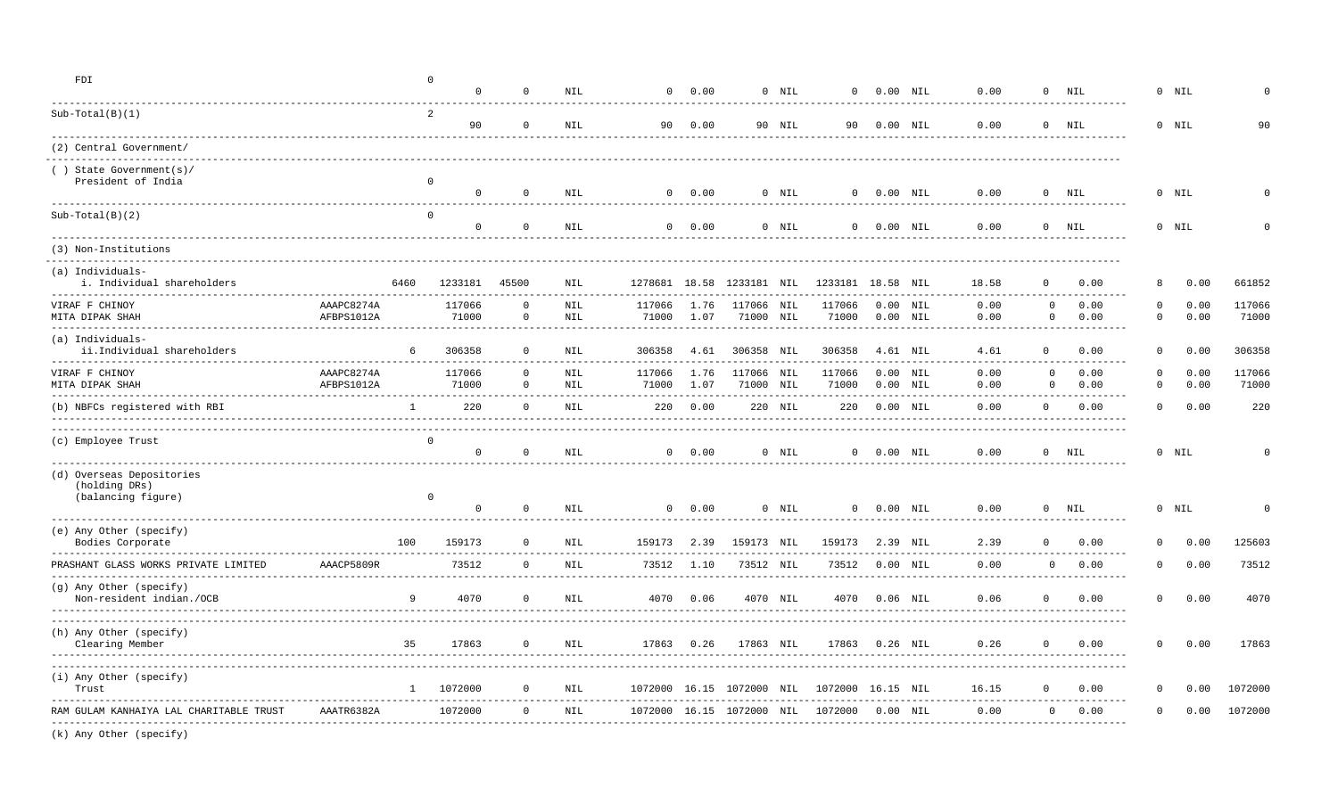| | | | | | | | | | | | | | | | | | | |
|---|---|---|---|---|---|---|---|---|---|---|---|---|---|---|---|---|---|---|
| FDI | | 0 | 0 | 0 | NIL | 0 | 0.00 | 0 | NIL | 0 | 0.00 | NIL | 0.00 | 0 | NIL | 0 | NIL | 0 |
| Sub-Total(B)(1) | | 2 | 90 | 0 | NIL | 90 | 0.00 | 90 | NIL | 90 | 0.00 | NIL | 0.00 | 0 | NIL | 0 | NIL | 90 |
| (2) Central Government/ | | | | | | | | | | | | | | | | | | |
| ( ) State Government(s)/ President of India | | 0 | 0 | 0 | NIL | 0 | 0.00 | 0 | NIL | 0 | 0.00 | NIL | 0.00 | 0 | NIL | 0 | NIL | 0 |
| Sub-Total(B)(2) | | 0 | 0 | 0 | NIL | 0 | 0.00 | 0 | NIL | 0 | 0.00 | NIL | 0.00 | 0 | NIL | 0 | NIL | 0 |
| (3) Non-Institutions | | | | | | | | | | | | | | | | | | |
| (a) Individuals- i. Individual shareholders | | 6460 | 1233181 | 45500 | NIL | 1278681 | 18.58 | 1233181 | NIL | 1233181 | 18.58 | NIL | 18.58 | 0 | 0.00 | 8 | 0.00 | 661852 |
| VIRAF F CHINOY | AAAPC8274A | | 117066 | 0 | NIL | 117066 | 1.76 | 117066 | NIL | 117066 | 0.00 | NIL | 0.00 | 0 | 0.00 | 0 | 0.00 | 117066 |
| MITA DIPAK SHAH | AFBPS1012A | | 71000 | 0 | NIL | 71000 | 1.07 | 71000 | NIL | 71000 | 0.00 | NIL | 0.00 | 0 | 0.00 | 0 | 0.00 | 71000 |
| (a) Individuals- ii.Individual shareholders | | 6 | 306358 | 0 | NIL | 306358 | 4.61 | 306358 | NIL | 306358 | 4.61 | NIL | 4.61 | 0 | 0.00 | 0 | 0.00 | 306358 |
| VIRAF F CHINOY | AAAPC8274A | | 117066 | 0 | NIL | 117066 | 1.76 | 117066 | NIL | 117066 | 0.00 | NIL | 0.00 | 0 | 0.00 | 0 | 0.00 | 117066 |
| MITA DIPAK SHAH | AFBPS1012A | | 71000 | 0 | NIL | 71000 | 1.07 | 71000 | NIL | 71000 | 0.00 | NIL | 0.00 | 0 | 0.00 | 0 | 0.00 | 71000 |
| (b) NBFCs registered with RBI | | 1 | 220 | 0 | NIL | 220 | 0.00 | 220 | NIL | 220 | 0.00 | NIL | 0.00 | 0 | 0.00 | 0 | 0.00 | 220 |
| (c) Employee Trust | | 0 | 0 | 0 | NIL | 0 | 0.00 | 0 | NIL | 0 | 0.00 | NIL | 0.00 | 0 | NIL | 0 | NIL | 0 |
| (d) Overseas Depositories (holding DRs) (balancing figure) | | 0 | 0 | 0 | NIL | 0 | 0.00 | 0 | NIL | 0 | 0.00 | NIL | 0.00 | 0 | NIL | 0 | NIL | 0 |
| (e) Any Other (specify) Bodies Corporate | | 100 | 159173 | 0 | NIL | 159173 | 2.39 | 159173 | NIL | 159173 | 2.39 | NIL | 2.39 | 0 | 0.00 | 0 | 0.00 | 125603 |
| PRASHANT GLASS WORKS PRIVATE LIMITED | AAACP5809R | | 73512 | 0 | NIL | 73512 | 1.10 | 73512 | NIL | 73512 | 0.00 | NIL | 0.00 | 0 | 0.00 | 0 | 0.00 | 73512 |
| (g) Any Other (specify) Non-resident indian./OCB | | 9 | 4070 | 0 | NIL | 4070 | 0.06 | 4070 | NIL | 4070 | 0.06 | NIL | 0.06 | 0 | 0.00 | 0 | 0.00 | 4070 |
| (h) Any Other (specify) Clearing Member | | 35 | 17863 | 0 | NIL | 17863 | 0.26 | 17863 | NIL | 17863 | 0.26 | NIL | 0.26 | 0 | 0.00 | 0 | 0.00 | 17863 |
| (i) Any Other (specify) Trust | | 1 | 1072000 | 0 | NIL | 1072000 | 16.15 | 1072000 | NIL | 1072000 | 16.15 | NIL | 16.15 | 0 | 0.00 | 0 | 0.00 | 1072000 |
| RAM GULAM KANHAIYA LAL CHARITABLE TRUST | AAATR6382A | | 1072000 | 0 | NIL | 1072000 | 16.15 | 1072000 | NIL | 1072000 | 0.00 | NIL | 0.00 | 0 | 0.00 | 0 | 0.00 | 1072000 |
| (k) Any Other (specify) | | | | | | | | | | | | | | | | | | |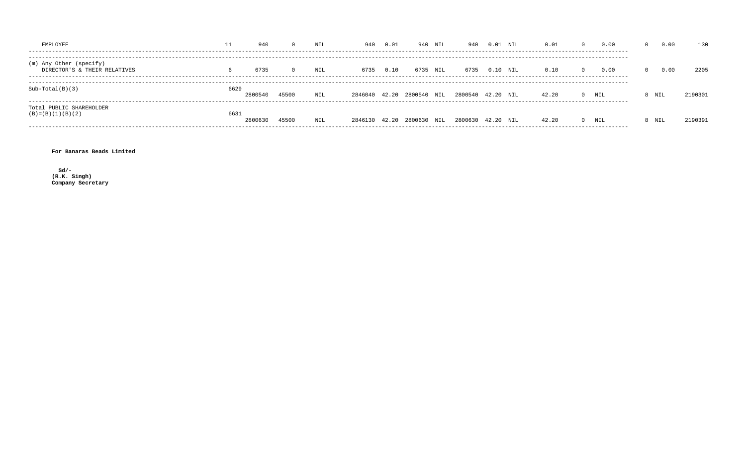| | | | | | | | | | | | | | | | | | | |
|---|---|---|---|---|---|---|---|---|---|---|---|---|---|---|---|---|---|---|
| EMPLOYEE | 11 | 940 | 0 | NIL | 940 | 0.01 | 940 | NIL | 940 | 0.01 | NIL | 0.01 | 0 | 0.00 | 0 | 0.00 | 130 |
| (m) Any Other (specify) DIRECTOR'S & THEIR RELATIVES | 6 | 6735 | 0 | NIL | 6735 | 0.10 | 6735 | NIL | 6735 | 0.10 | NIL | 0.10 | 0 | 0.00 | 0 | 0.00 | 2205 |
| Sub-Total(B)(3) | 6629 | 2800540 | 45500 | NIL | 2846040 | 42.20 | 2800540 | NIL | 2800540 | 42.20 | NIL | 42.20 | 0 | NIL | 8 | NIL | 2190301 |
| Total PUBLIC SHAREHOLDER (B)=(B)(1)(B)(2) | 6631 | 2800630 | 45500 | NIL | 2846130 | 42.20 | 2800630 | NIL | 2800630 | 42.20 | NIL | 42.20 | 0 | NIL | 8 | NIL | 2190391 |

**For Banaras Beads Limited**

**Sd/-**
**(R.K. Singh)**
**Company Secretary**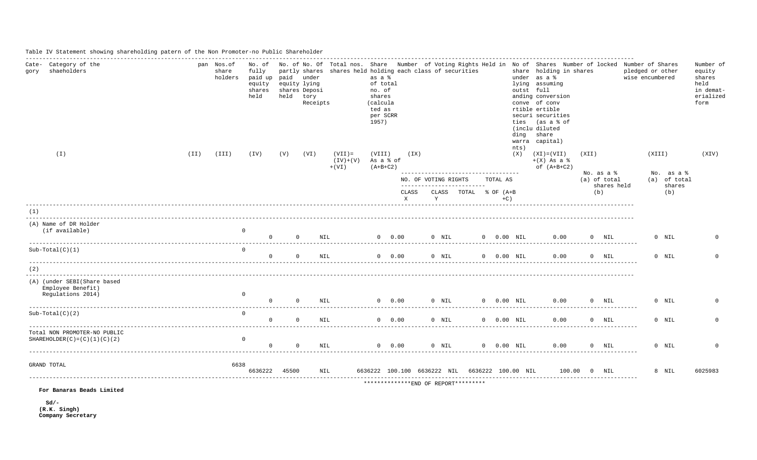Table IV Statement showing shareholding patern of the Non Promoter-no Public Shareholder

| Category | Category of the shaeholders | pan | Nos.of share holders | No. of fully paid up equity shares held | No. of partly paid equity shares held | No. Of shares under lying Depository Receipts | Total nos. shares held | Share holding as a % of total no. of shares (calculated as per SCRR 1957) | Number of Voting Rights Held in each class of securities | | | | No of share under lying outstanding convertible securities (including warrants) | Shares holding as a % assuming full conversion of convertible securities (as a % of diluted share capital) | Number of locked in shares | | Number of Shares pledged or other wise encumbered | | Number of equity shares held in demat-erialized form |
|---|---|---|---|---|---|---|---|---|---|---|---|---|---|---|---|---|---|---|---|
| | (I) | (II) | (III) | (IV) | (V) | (VI) | (VII)= (IV)+(V) +(VI) | (VIII) As a % of (A+B+C2) | (IX) | | | | (X) | (XI)=(VII) +(X) As a % of (A+B+C2) | (XII) | | (XIII) | | (XIV) |
| | | | | | | | | | NO. OF VOTING RIGHTS | | | TOTAL AS % OF (A+B +C) | | | No. (a) | as a % of total shares held (b) | No. (a) | as a % of total shares (b) | |
| | | | | | | | | | CLASS X | CLASS Y | TOTAL | | | | | | | | |
| (1) | | | | | | | | | | | | | | | | | | | |
| | (A) Name of DR Holder (if available) | | 0 | 0 | 0 | NIL | 0 | 0.00 | 0 | NIL | 0 | 0.00 | NIL | 0.00 | 0 | NIL | 0 | NIL | 0 |
| | Sub-Total(C)(1) | | 0 | 0 | 0 | NIL | 0 | 0.00 | 0 | NIL | 0 | 0.00 | NIL | 0.00 | 0 | NIL | 0 | NIL | 0 |
| (2) | | | | | | | | | | | | | | | | | | | |
| | (A) (under SEBI(Share based Employee Benefit) Regulations 2014) | | 0 | 0 | 0 | NIL | 0 | 0.00 | 0 | NIL | 0 | 0.00 | NIL | 0.00 | 0 | NIL | 0 | NIL | 0 |
| | Sub-Total(C)(2) | | 0 | 0 | 0 | NIL | 0 | 0.00 | 0 | NIL | 0 | 0.00 | NIL | 0.00 | 0 | NIL | 0 | NIL | 0 |
| | Total NON PROMOTER-NO PUBLIC SHAREHOLDER(C)=(C)(1)(C)(2) | | 0 | 0 | 0 | NIL | 0 | 0.00 | 0 | NIL | 0 | 0.00 | NIL | 0.00 | 0 | NIL | 0 | NIL | 0 |
| | GRAND TOTAL | | 6638 | 6636222 | 45500 | NIL | 6636222 | 100.100 | 6636222 | NIL | 6636222 | 100.00 | NIL | 100.00 | 0 | NIL | 8 | NIL | 6025983 |

***************END OF REPORT*********

**For Banaras Beads Limited**

**Sd/-**
**(R.K. Singh)**
**Company Secretary**